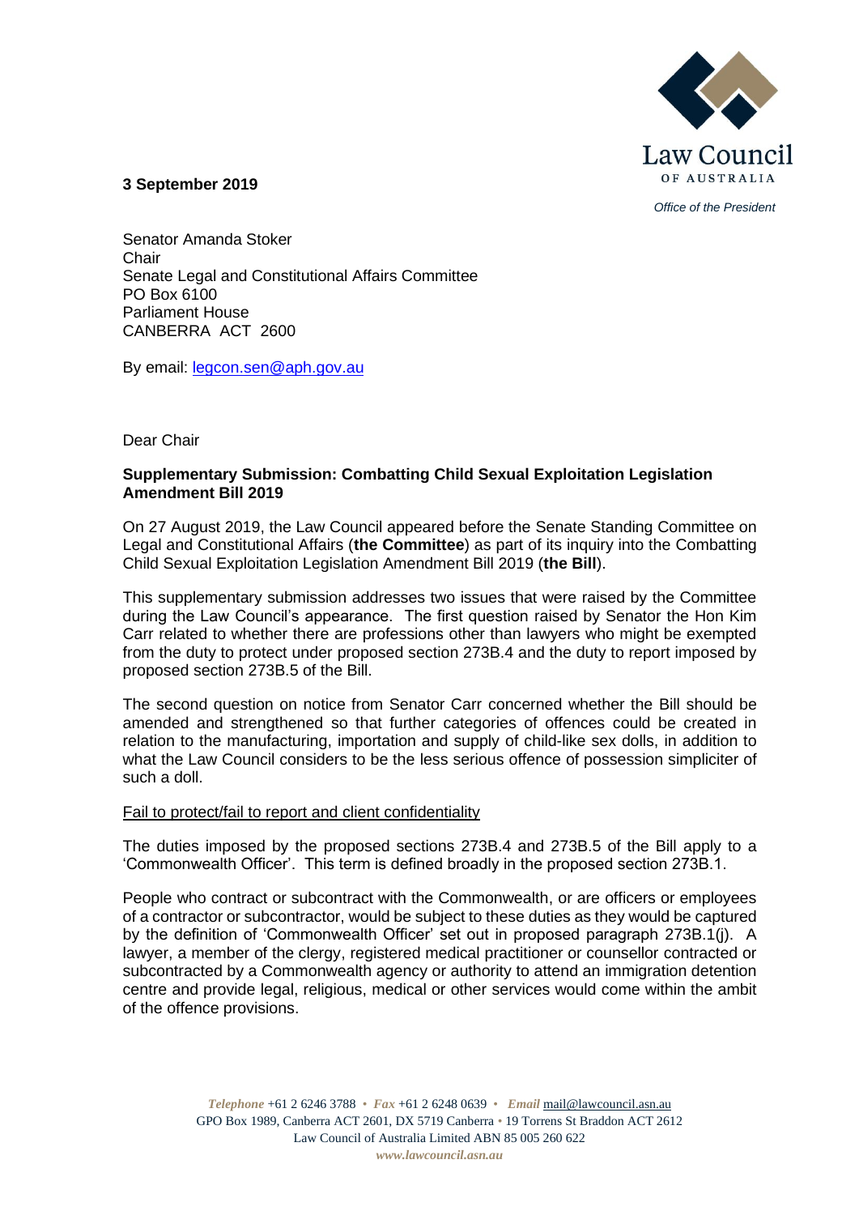**3 September 2019**

Law Council OF AUSTRALIA

*Office of the President*

Senator Amanda Stoker
Chair
Senate Legal and Constitutional Affairs Committee
PO Box 6100
Parliament House
CANBERRA ACT 2600

By email: legcon.sen@aph.gov.au

Dear Chair

**Supplementary Submission: Combatting Child Sexual Exploitation Legislation Amendment Bill 2019**

On 27 August 2019, the Law Council appeared before the Senate Standing Committee on Legal and Constitutional Affairs (**the Committee**) as part of its inquiry into the Combatting Child Sexual Exploitation Legislation Amendment Bill 2019 (**the Bill**).

This supplementary submission addresses two issues that were raised by the Committee during the Law Council's appearance. The first question raised by Senator the Hon Kim Carr related to whether there are professions other than lawyers who might be exempted from the duty to protect under proposed section 273B.4 and the duty to report imposed by proposed section 273B.5 of the Bill.

The second question on notice from Senator Carr concerned whether the Bill should be amended and strengthened so that further categories of offences could be created in relation to the manufacturing, importation and supply of child-like sex dolls, in addition to what the Law Council considers to be the less serious offence of possession simpliciter of such a doll.

Fail to protect/fail to report and client confidentiality

The duties imposed by the proposed sections 273B.4 and 273B.5 of the Bill apply to a 'Commonwealth Officer'. This term is defined broadly in the proposed section 273B.1.

People who contract or subcontract with the Commonwealth, or are officers or employees of a contractor or subcontractor, would be subject to these duties as they would be captured by the definition of 'Commonwealth Officer' set out in proposed paragraph 273B.1(j). A lawyer, a member of the clergy, registered medical practitioner or counsellor contracted or subcontracted by a Commonwealth agency or authority to attend an immigration detention centre and provide legal, religious, medical or other services would come within the ambit of the offence provisions.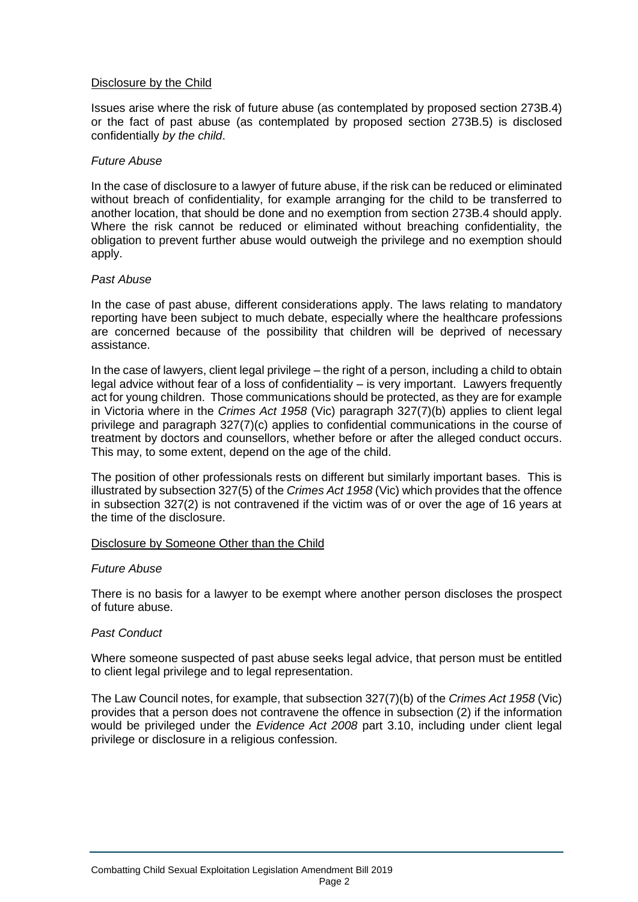## Disclosure by the Child

Issues arise where the risk of future abuse (as contemplated by proposed section 273B.4) or the fact of past abuse (as contemplated by proposed section 273B.5) is disclosed confidentially *by the child*.

### *Future Abuse*

In the case of disclosure to a lawyer of future abuse, if the risk can be reduced or eliminated without breach of confidentiality, for example arranging for the child to be transferred to another location, that should be done and no exemption from section 273B.4 should apply. Where the risk cannot be reduced or eliminated without breaching confidentiality, the obligation to prevent further abuse would outweigh the privilege and no exemption should apply.

### *Past Abuse*

In the case of past abuse, different considerations apply. The laws relating to mandatory reporting have been subject to much debate, especially where the healthcare professions are concerned because of the possibility that children will be deprived of necessary assistance.

In the case of lawyers, client legal privilege – the right of a person, including a child to obtain legal advice without fear of a loss of confidentiality – is very important. Lawyers frequently act for young children. Those communications should be protected, as they are for example in Victoria where in the *Crimes Act 1958* (Vic) paragraph 327(7)(b) applies to client legal privilege and paragraph 327(7)(c) applies to confidential communications in the course of treatment by doctors and counsellors, whether before or after the alleged conduct occurs. This may, to some extent, depend on the age of the child.

The position of other professionals rests on different but similarly important bases. This is illustrated by subsection 327(5) of the *Crimes Act 1958* (Vic) which provides that the offence in subsection 327(2) is not contravened if the victim was of or over the age of 16 years at the time of the disclosure.

## Disclosure by Someone Other than the Child

### *Future Abuse*

There is no basis for a lawyer to be exempt where another person discloses the prospect of future abuse.

### *Past Conduct*

Where someone suspected of past abuse seeks legal advice, that person must be entitled to client legal privilege and to legal representation.

The Law Council notes, for example, that subsection 327(7)(b) of the *Crimes Act 1958* (Vic) provides that a person does not contravene the offence in subsection (2) if the information would be privileged under the *Evidence Act 2008* part 3.10, including under client legal privilege or disclosure in a religious confession.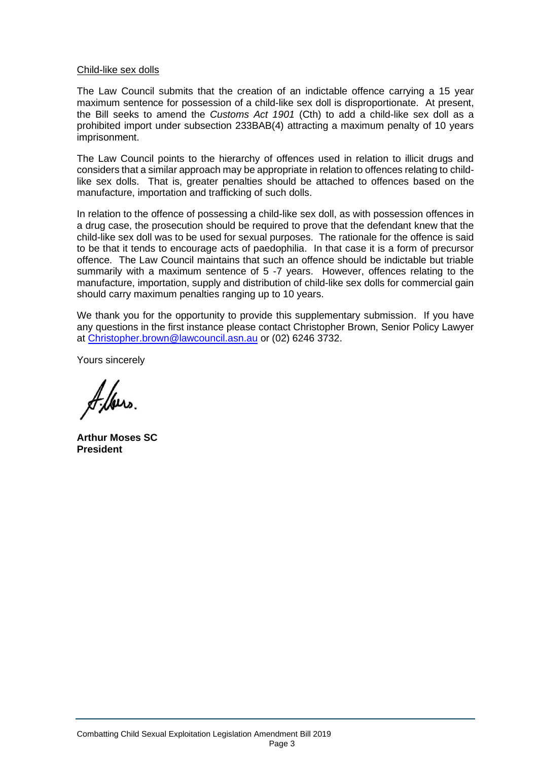Child-like sex dolls

The Law Council submits that the creation of an indictable offence carrying a 15 year maximum sentence for possession of a child-like sex doll is disproportionate. At present, the Bill seeks to amend the *Customs Act 1901* (Cth) to add a child-like sex doll as a prohibited import under subsection 233BAB(4) attracting a maximum penalty of 10 years imprisonment.

The Law Council points to the hierarchy of offences used in relation to illicit drugs and considers that a similar approach may be appropriate in relation to offences relating to child-like sex dolls. That is, greater penalties should be attached to offences based on the manufacture, importation and trafficking of such dolls.

In relation to the offence of possessing a child-like sex doll, as with possession offences in a drug case, the prosecution should be required to prove that the defendant knew that the child-like sex doll was to be used for sexual purposes. The rationale for the offence is said to be that it tends to encourage acts of paedophilia. In that case it is a form of precursor offence. The Law Council maintains that such an offence should be indictable but triable summarily with a maximum sentence of 5 -7 years. However, offences relating to the manufacture, importation, supply and distribution of child-like sex dolls for commercial gain should carry maximum penalties ranging up to 10 years.

We thank you for the opportunity to provide this supplementary submission. If you have any questions in the first instance please contact Christopher Brown, Senior Policy Lawyer at Christopher.brown@lawcouncil.asn.au or (02) 6246 3732.

Yours sincerely

**Arthur Moses SC**
**President**